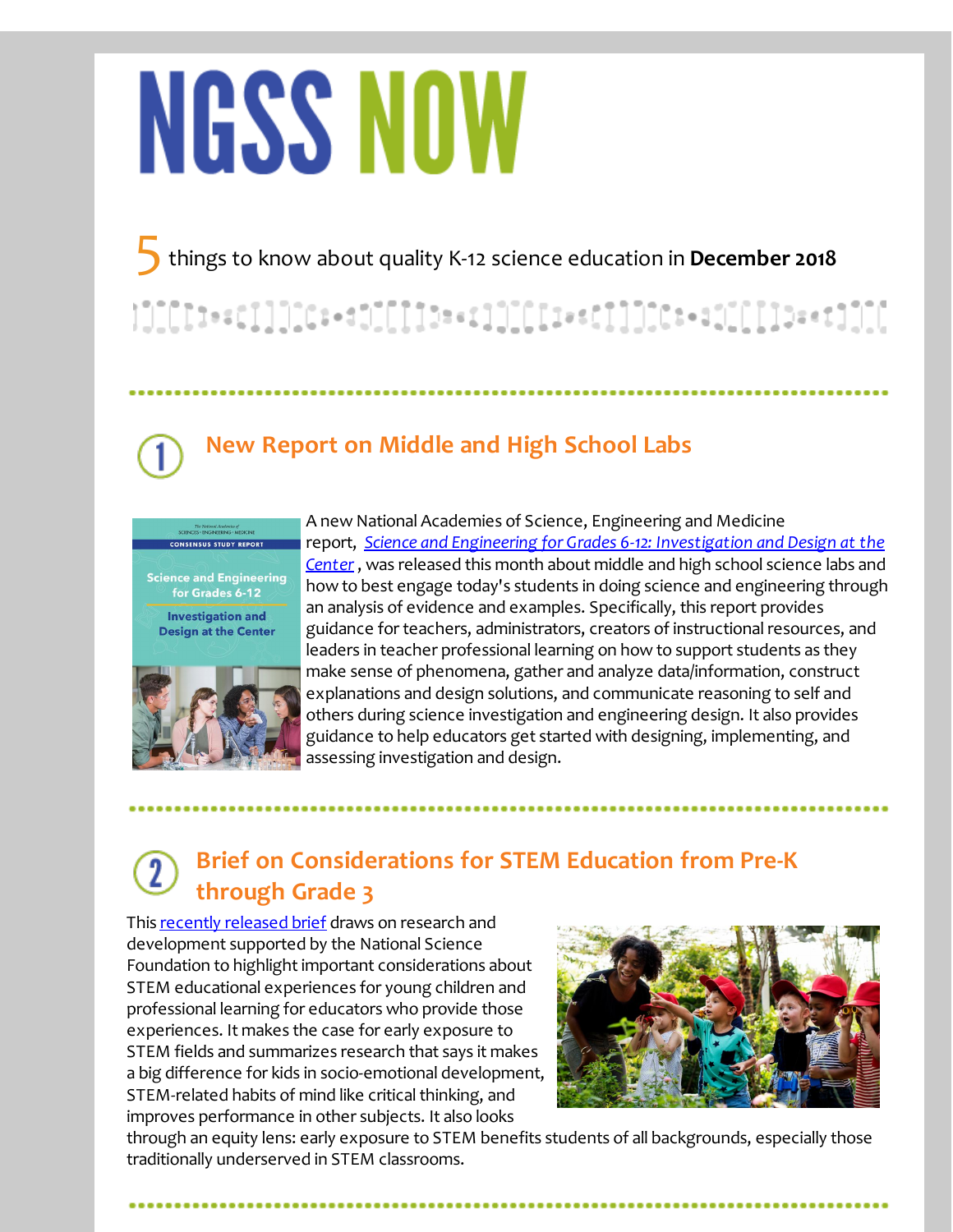# NGSS NOW

5 things to know about quality K-12 science education in **December 2018**

## 1. New Report on Middle and High School Labs

A new National Academies of Science, Engineering and Medicine report, *Science and Engineering for Grades 6-12: Investigation and Design at the Center*, was released this month about middle and high school science labs and how to best engage today's students in doing science and engineering through an analysis of evidence and examples. Specifically, this report provides guidance for teachers, administrators, creators of instructional resources, and leaders in teacher professional learning on how to support students as they make sense of phenomena, gather and analyze data/information, construct explanations and design solutions, and communicate reasoning to self and others during science investigation and engineering design. It also provides guidance to help educators get started with designing, implementing, and assessing investigation and design.

## 2. Brief on Considerations for STEM Education from Pre-K through Grade 3

This recently released brief draws on research and development supported by the National Science Foundation to highlight important considerations about STEM educational experiences for young children and professional learning for educators who provide those experiences. It makes the case for early exposure to STEM fields and summarizes research that says it makes a big difference for kids in socio-emotional development, STEM-related habits of mind like critical thinking, and improves performance in other subjects. It also looks through an equity lens: early exposure to STEM benefits students of all backgrounds, especially those traditionally underserved in STEM classrooms.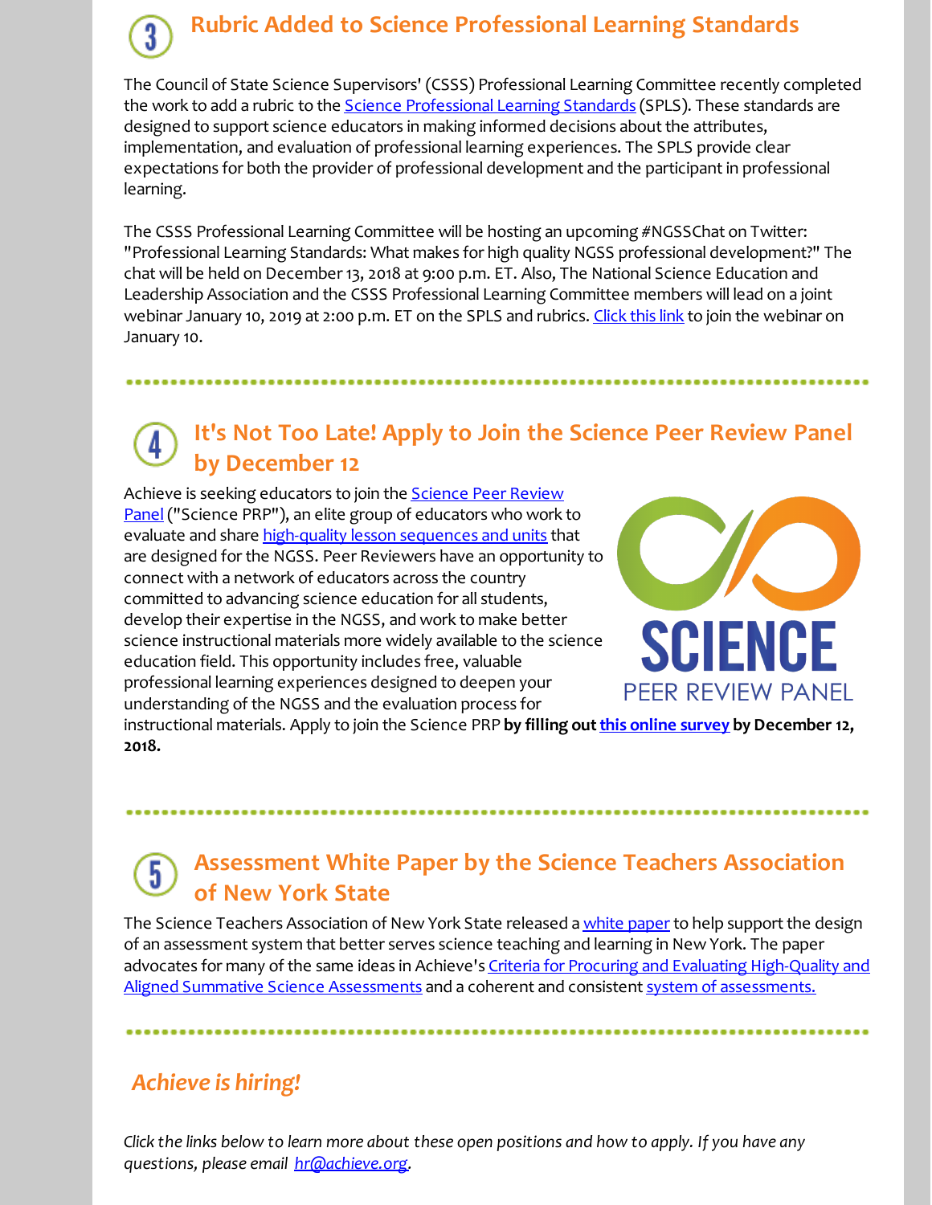## 3 Rubric Added to Science Professional Learning Standards

The Council of State Science Supervisors' (CSSS) Professional Learning Committee recently completed the work to add a rubric to the Science Professional Learning Standards (SPLS). These standards are designed to support science educators in making informed decisions about the attributes, implementation, and evaluation of professional learning experiences. The SPLS provide clear expectations for both the provider of professional development and the participant in professional learning.

The CSSS Professional Learning Committee will be hosting an upcoming #NGSSChat on Twitter: "Professional Learning Standards: What makes for high quality NGSS professional development?" The chat will be held on December 13, 2018 at 9:00 p.m. ET. Also, The National Science Education and Leadership Association and the CSSS Professional Learning Committee members will lead on a joint webinar January 10, 2019 at 2:00 p.m. ET on the SPLS and rubrics. Click this link to join the webinar on January 10.

## 4 It's Not Too Late! Apply to Join the Science Peer Review Panel by December 12

Achieve is seeking educators to join the Science Peer Review Panel ("Science PRP"), an elite group of educators who work to evaluate and share high-quality lesson sequences and units that are designed for the NGSS. Peer Reviewers have an opportunity to connect with a network of educators across the country committed to advancing science education for all students, develop their expertise in the NGSS, and work to make better science instructional materials more widely available to the science education field. This opportunity includes free, valuable professional learning experiences designed to deepen your understanding of the NGSS and the evaluation process for instructional materials. Apply to join the Science PRP **by filling out this online survey by December 12, 2018.**

SCIENCE PEER REVIEW PANEL

## 5 Assessment White Paper by the Science Teachers Association of New York State

The Science Teachers Association of New York State released a white paper to help support the design of an assessment system that better serves science teaching and learning in New York. The paper advocates for many of the same ideas in Achieve's Criteria for Procuring and Evaluating High-Quality and Aligned Summative Science Assessments and a coherent and consistent system of assessments.

## *Achieve is hiring!*

*Click the links below to learn more about these open positions and how to apply. If you have any questions, please email hr@achieve.org.*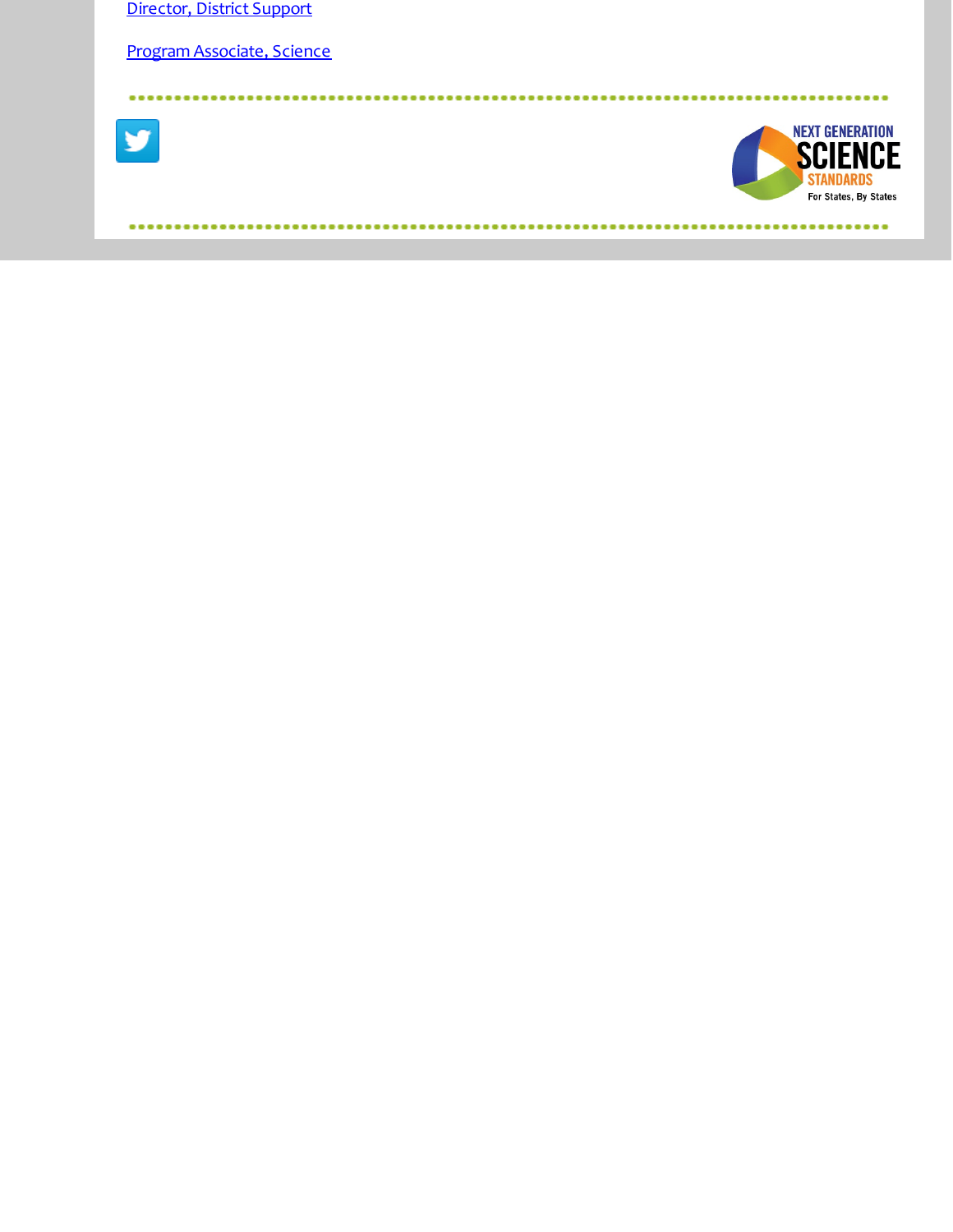[Director, District Support]

[Program Associate, Science]